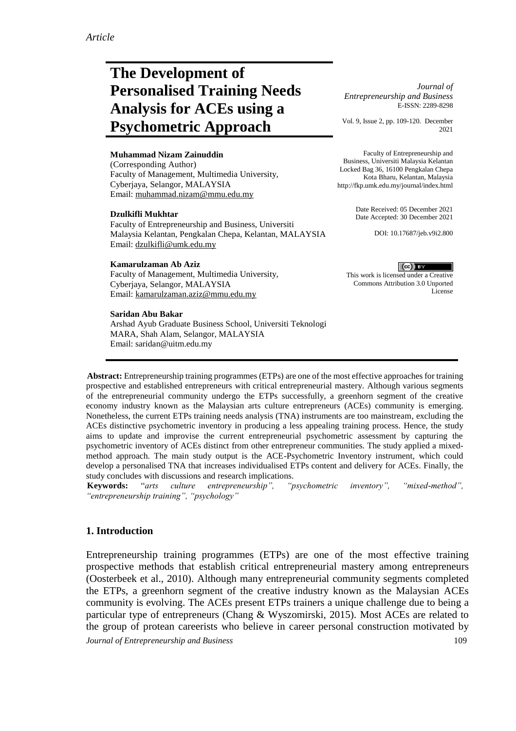*Article*

# The Development of Personalised Training Needs Analysis for ACEs using a Psychometric Approach

*Journal of Entrepreneurship and Business*
E-ISSN: 2289-8298

Vol. 9, Issue 2, pp. 109-120. December 2021

Faculty of Entrepreneurship and Business, Universiti Malaysia Kelantan
Locked Bag 36, 16100 Pengkalan Chepa
Kota Bharu, Kelantan, Malaysia
http://fkp.umk.edu.my/journal/index.html

Date Received: 05 December 2021
Date Accepted: 30 December 2021

DOI: 10.17687/jeb.v9i2.800

This work is licensed under a Creative Commons Attribution 3.0 Unported License

**Muhammad Nizam Zainuddin**
(Corresponding Author)
Faculty of Management, Multimedia University, Cyberjaya, Selangor, MALAYSIA
Email: muhammad.nizam@mmu.edu.my

**Dzulkifli Mukhtar**
Faculty of Entrepreneurship and Business, Universiti Malaysia Kelantan, Pengkalan Chepa, Kelantan, MALAYSIA
Email: dzulkifli@umk.edu.my

**Kamarulzaman Ab Aziz**
Faculty of Management, Multimedia University, Cyberjaya, Selangor, MALAYSIA
Email: kamarulzaman.aziz@mmu.edu.my

**Saridan Abu Bakar**
Arshad Ayub Graduate Business School, Universiti Teknologi MARA, Shah Alam, Selangor, MALAYSIA
Email: saridan@uitm.edu.my

**Abstract:** Entrepreneurship training programmes (ETPs) are one of the most effective approaches for training prospective and established entrepreneurs with critical entrepreneurial mastery. Although various segments of the entrepreneurial community undergo the ETPs successfully, a greenhorn segment of the creative economy industry known as the Malaysian arts culture entrepreneurs (ACEs) community is emerging. Nonetheless, the current ETPs training needs analysis (TNA) instruments are too mainstream, excluding the ACEs distinctive psychometric inventory in producing a less appealing training process. Hence, the study aims to update and improvise the current entrepreneurial psychometric assessment by capturing the psychometric inventory of ACEs distinct from other entrepreneur communities. The study applied a mixed-method approach. The main study output is the ACE-Psychometric Inventory instrument, which could develop a personalised TNA that increases individualised ETPs content and delivery for ACEs. Finally, the study concludes with discussions and research implications.

**Keywords:** "*arts culture entrepreneurship", "psychometric inventory", "mixed-method", "entrepreneurship training", "psychology"*

## 1. Introduction

Entrepreneurship training programmes (ETPs) are one of the most effective training prospective methods that establish critical entrepreneurial mastery among entrepreneurs (Oosterbeek et al., 2010). Although many entrepreneurial community segments completed the ETPs, a greenhorn segment of the creative industry known as the Malaysian ACEs community is evolving. The ACEs present ETPs trainers a unique challenge due to being a particular type of entrepreneurs (Chang & Wyszomirski, 2015). Most ACEs are related to the group of protean careerists who believe in career personal construction motivated by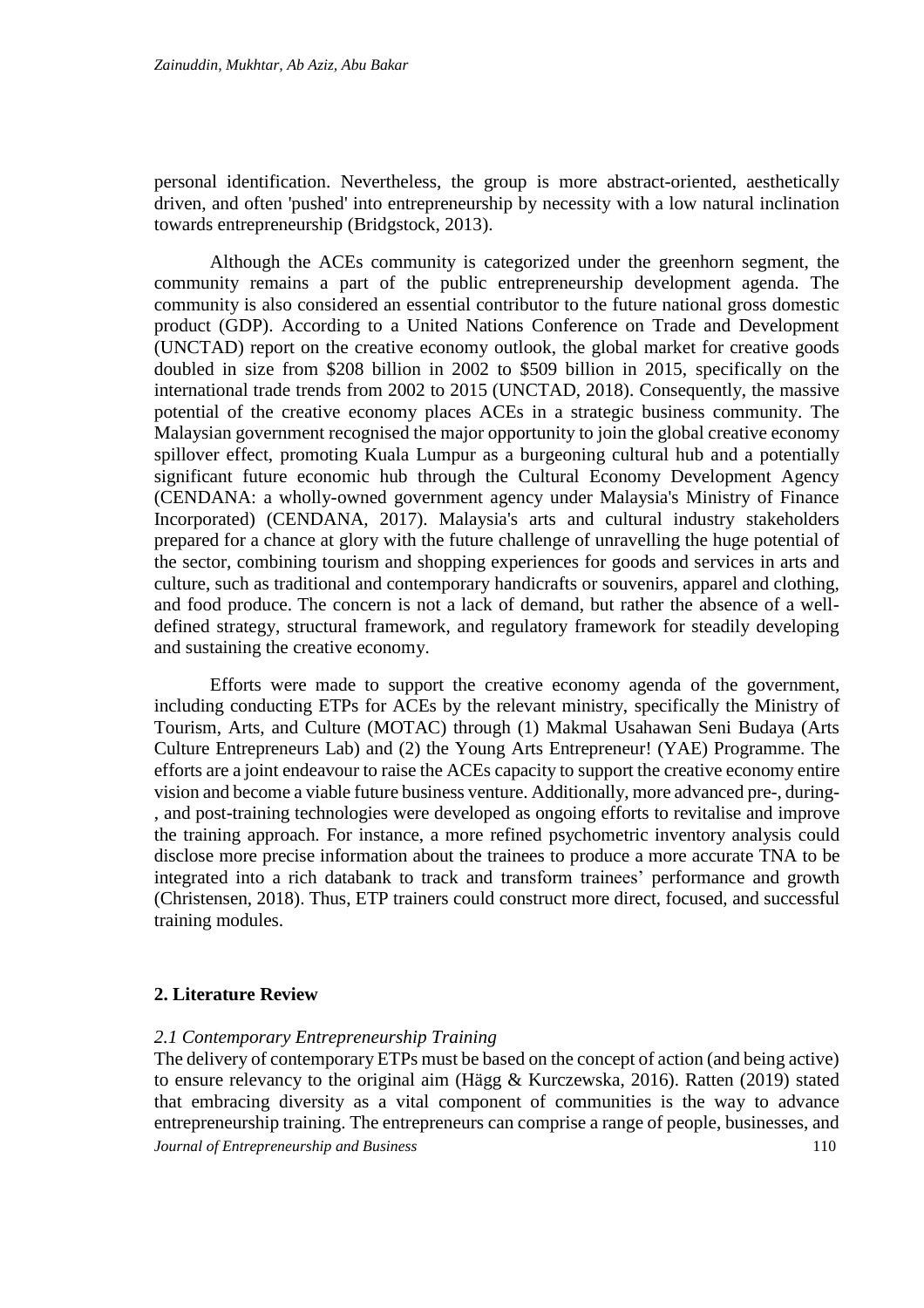personal identification. Nevertheless, the group is more abstract-oriented, aesthetically driven, and often 'pushed' into entrepreneurship by necessity with a low natural inclination towards entrepreneurship (Bridgstock, 2013).

Although the ACEs community is categorized under the greenhorn segment, the community remains a part of the public entrepreneurship development agenda. The community is also considered an essential contributor to the future national gross domestic product (GDP). According to a United Nations Conference on Trade and Development (UNCTAD) report on the creative economy outlook, the global market for creative goods doubled in size from $208 billion in 2002 to $509 billion in 2015, specifically on the international trade trends from 2002 to 2015 (UNCTAD, 2018). Consequently, the massive potential of the creative economy places ACEs in a strategic business community. The Malaysian government recognised the major opportunity to join the global creative economy spillover effect, promoting Kuala Lumpur as a burgeoning cultural hub and a potentially significant future economic hub through the Cultural Economy Development Agency (CENDANA: a wholly-owned government agency under Malaysia's Ministry of Finance Incorporated) (CENDANA, 2017). Malaysia's arts and cultural industry stakeholders prepared for a chance at glory with the future challenge of unravelling the huge potential of the sector, combining tourism and shopping experiences for goods and services in arts and culture, such as traditional and contemporary handicrafts or souvenirs, apparel and clothing, and food produce. The concern is not a lack of demand, but rather the absence of a well-defined strategy, structural framework, and regulatory framework for steadily developing and sustaining the creative economy.

Efforts were made to support the creative economy agenda of the government, including conducting ETPs for ACEs by the relevant ministry, specifically the Ministry of Tourism, Arts, and Culture (MOTAC) through (1) Makmal Usahawan Seni Budaya (Arts Culture Entrepreneurs Lab) and (2) the Young Arts Entrepreneur! (YAE) Programme. The efforts are a joint endeavour to raise the ACEs capacity to support the creative economy entire vision and become a viable future business venture. Additionally, more advanced pre-, during-, and post-training technologies were developed as ongoing efforts to revitalise and improve the training approach. For instance, a more refined psychometric inventory analysis could disclose more precise information about the trainees to produce a more accurate TNA to be integrated into a rich databank to track and transform trainees' performance and growth (Christensen, 2018). Thus, ETP trainers could construct more direct, focused, and successful training modules.

## 2. Literature Review

### *2.1 Contemporary Entrepreneurship Training*

The delivery of contemporary ETPs must be based on the concept of action (and being active) to ensure relevancy to the original aim (Hägg & Kurczewska, 2016). Ratten (2019) stated that embracing diversity as a vital component of communities is the way to advance entrepreneurship training. The entrepreneurs can comprise a range of people, businesses, and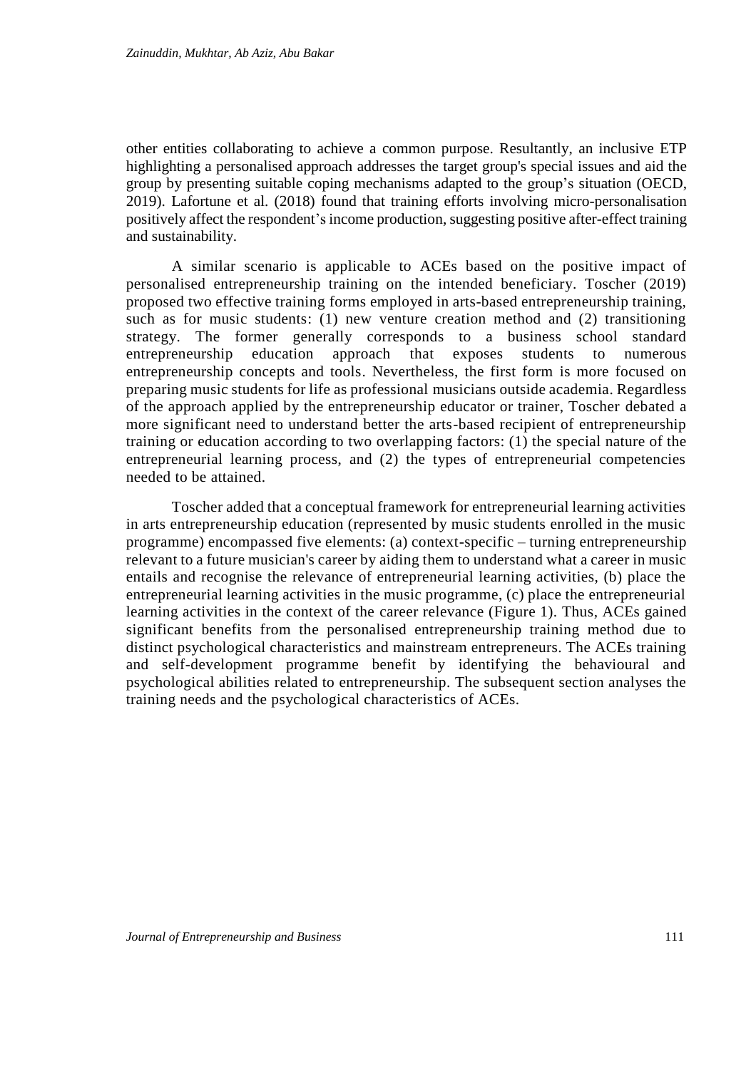other entities collaborating to achieve a common purpose. Resultantly, an inclusive ETP highlighting a personalised approach addresses the target group's special issues and aid the group by presenting suitable coping mechanisms adapted to the group's situation (OECD, 2019). Lafortune et al. (2018) found that training efforts involving micro-personalisation positively affect the respondent's income production, suggesting positive after-effect training and sustainability.

A similar scenario is applicable to ACEs based on the positive impact of personalised entrepreneurship training on the intended beneficiary. Toscher (2019) proposed two effective training forms employed in arts-based entrepreneurship training, such as for music students: (1) new venture creation method and (2) transitioning strategy. The former generally corresponds to a business school standard entrepreneurship education approach that exposes students to numerous entrepreneurship concepts and tools. Nevertheless, the first form is more focused on preparing music students for life as professional musicians outside academia. Regardless of the approach applied by the entrepreneurship educator or trainer, Toscher debated a more significant need to understand better the arts-based recipient of entrepreneurship training or education according to two overlapping factors: (1) the special nature of the entrepreneurial learning process, and (2) the types of entrepreneurial competencies needed to be attained.

Toscher added that a conceptual framework for entrepreneurial learning activities in arts entrepreneurship education (represented by music students enrolled in the music programme) encompassed five elements: (a) context-specific – turning entrepreneurship relevant to a future musician's career by aiding them to understand what a career in music entails and recognise the relevance of entrepreneurial learning activities, (b) place the entrepreneurial learning activities in the music programme, (c) place the entrepreneurial learning activities in the context of the career relevance (Figure 1). Thus, ACEs gained significant benefits from the personalised entrepreneurship training method due to distinct psychological characteristics and mainstream entrepreneurs. The ACEs training and self-development programme benefit by identifying the behavioural and psychological abilities related to entrepreneurship. The subsequent section analyses the training needs and the psychological characteristics of ACEs.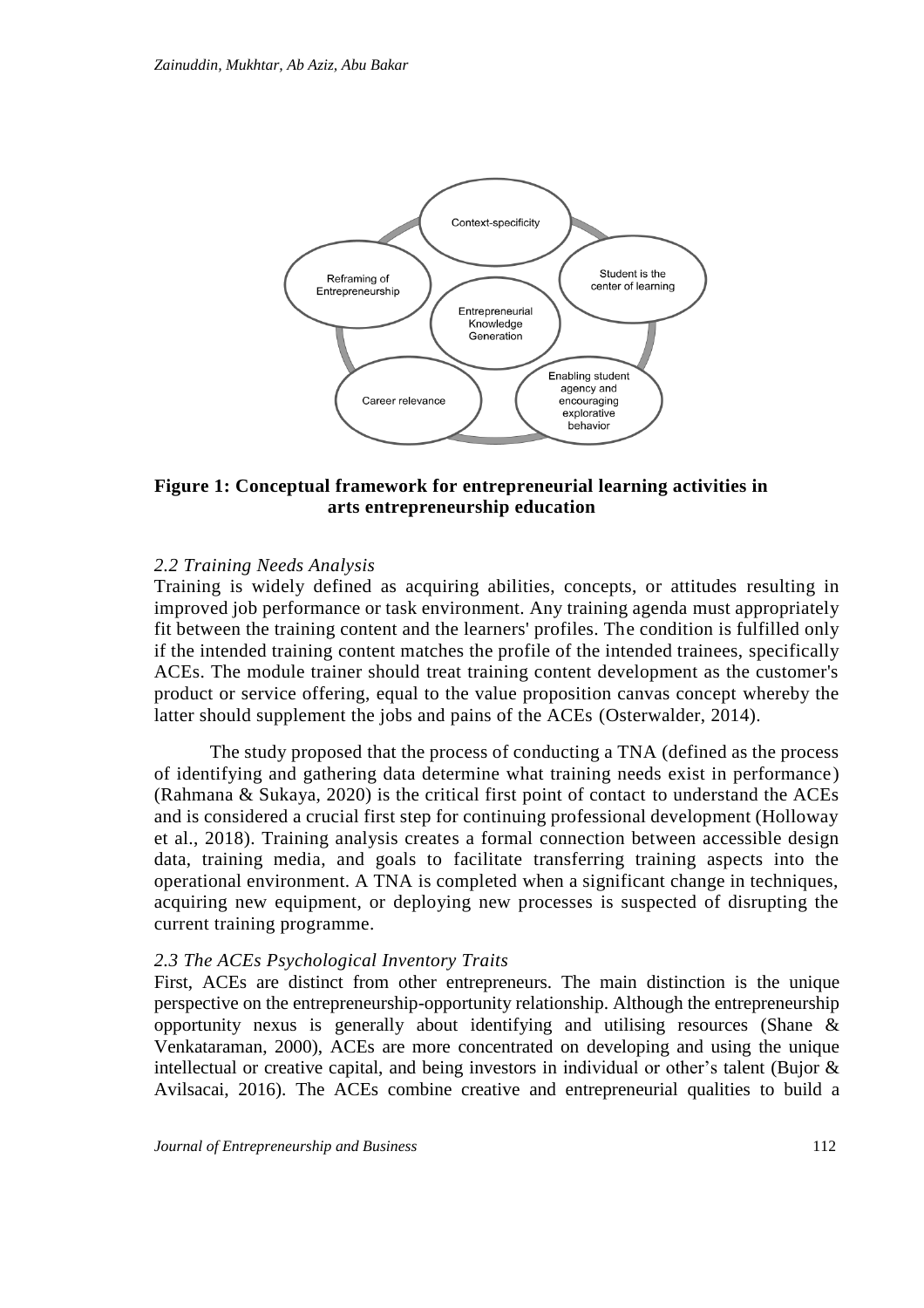**Figure 1: Conceptual framework for entrepreneurial learning activities in arts entrepreneurship education**

### *2.2 Training Needs Analysis*

Training is widely defined as acquiring abilities, concepts, or attitudes resulting in improved job performance or task environment. Any training agenda must appropriately fit between the training content and the learners' profiles. The condition is fulfilled only if the intended training content matches the profile of the intended trainees, specifically ACEs. The module trainer should treat training content development as the customer's product or service offering, equal to the value proposition canvas concept whereby the latter should supplement the jobs and pains of the ACEs (Osterwalder, 2014).

The study proposed that the process of conducting a TNA (defined as the process of identifying and gathering data determine what training needs exist in performance) (Rahmana & Sukaya, 2020) is the critical first point of contact to understand the ACEs and is considered a crucial first step for continuing professional development (Holloway et al., 2018). Training analysis creates a formal connection between accessible design data, training media, and goals to facilitate transferring training aspects into the operational environment. A TNA is completed when a significant change in techniques, acquiring new equipment, or deploying new processes is suspected of disrupting the current training programme.

### *2.3 The ACEs Psychological Inventory Traits*

First, ACEs are distinct from other entrepreneurs. The main distinction is the unique perspective on the entrepreneurship-opportunity relationship. Although the entrepreneurship opportunity nexus is generally about identifying and utilising resources (Shane & Venkataraman, 2000), ACEs are more concentrated on developing and using the unique intellectual or creative capital, and being investors in individual or other's talent (Bujor & Avilsacai, 2016). The ACEs combine creative and entrepreneurial qualities to build a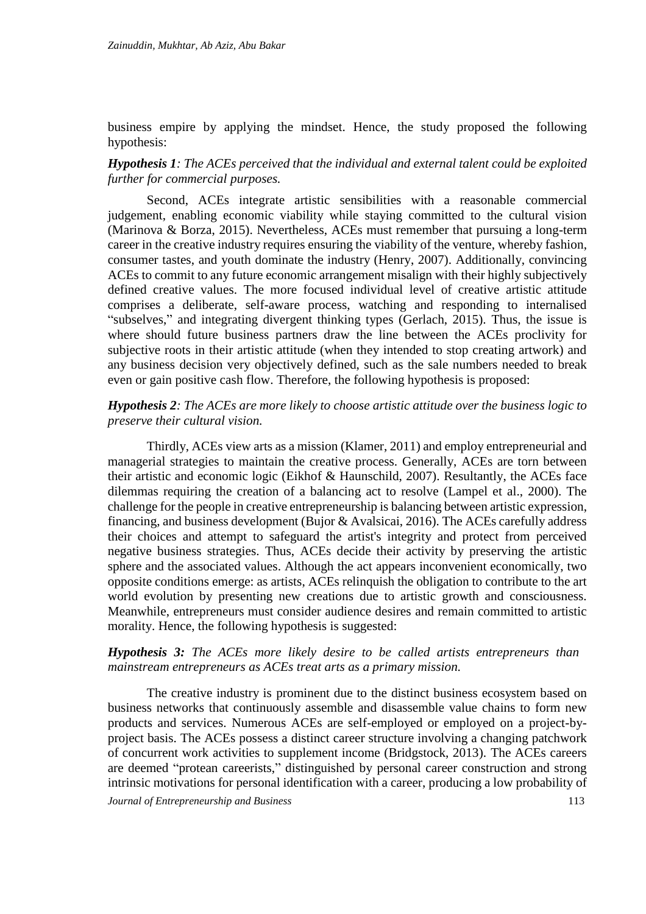business empire by applying the mindset. Hence, the study proposed the following hypothesis:

***Hypothesis 1****: The ACEs perceived that the individual and external talent could be exploited further for commercial purposes.*

Second, ACEs integrate artistic sensibilities with a reasonable commercial judgement, enabling economic viability while staying committed to the cultural vision (Marinova & Borza, 2015). Nevertheless, ACEs must remember that pursuing a long-term career in the creative industry requires ensuring the viability of the venture, whereby fashion, consumer tastes, and youth dominate the industry (Henry, 2007). Additionally, convincing ACEs to commit to any future economic arrangement misalign with their highly subjectively defined creative values. The more focused individual level of creative artistic attitude comprises a deliberate, self-aware process, watching and responding to internalised "subselves," and integrating divergent thinking types (Gerlach, 2015). Thus, the issue is where should future business partners draw the line between the ACEs proclivity for subjective roots in their artistic attitude (when they intended to stop creating artwork) and any business decision very objectively defined, such as the sale numbers needed to break even or gain positive cash flow. Therefore, the following hypothesis is proposed:

***Hypothesis 2****: The ACEs are more likely to choose artistic attitude over the business logic to preserve their cultural vision.*

Thirdly, ACEs view arts as a mission (Klamer, 2011) and employ entrepreneurial and managerial strategies to maintain the creative process. Generally, ACEs are torn between their artistic and economic logic (Eikhof & Haunschild, 2007). Resultantly, the ACEs face dilemmas requiring the creation of a balancing act to resolve (Lampel et al., 2000). The challenge for the people in creative entrepreneurship is balancing between artistic expression, financing, and business development (Bujor & Avalsicai, 2016). The ACEs carefully address their choices and attempt to safeguard the artist's integrity and protect from perceived negative business strategies. Thus, ACEs decide their activity by preserving the artistic sphere and the associated values. Although the act appears inconvenient economically, two opposite conditions emerge: as artists, ACEs relinquish the obligation to contribute to the art world evolution by presenting new creations due to artistic growth and consciousness. Meanwhile, entrepreneurs must consider audience desires and remain committed to artistic morality. Hence, the following hypothesis is suggested:

***Hypothesis 3:*** *The ACEs more likely desire to be called artists entrepreneurs than mainstream entrepreneurs as ACEs treat arts as a primary mission.*

The creative industry is prominent due to the distinct business ecosystem based on business networks that continuously assemble and disassemble value chains to form new products and services. Numerous ACEs are self-employed or employed on a project-by-project basis. The ACEs possess a distinct career structure involving a changing patchwork of concurrent work activities to supplement income (Bridgstock, 2013). The ACEs careers are deemed "protean careerists," distinguished by personal career construction and strong intrinsic motivations for personal identification with a career, producing a low probability of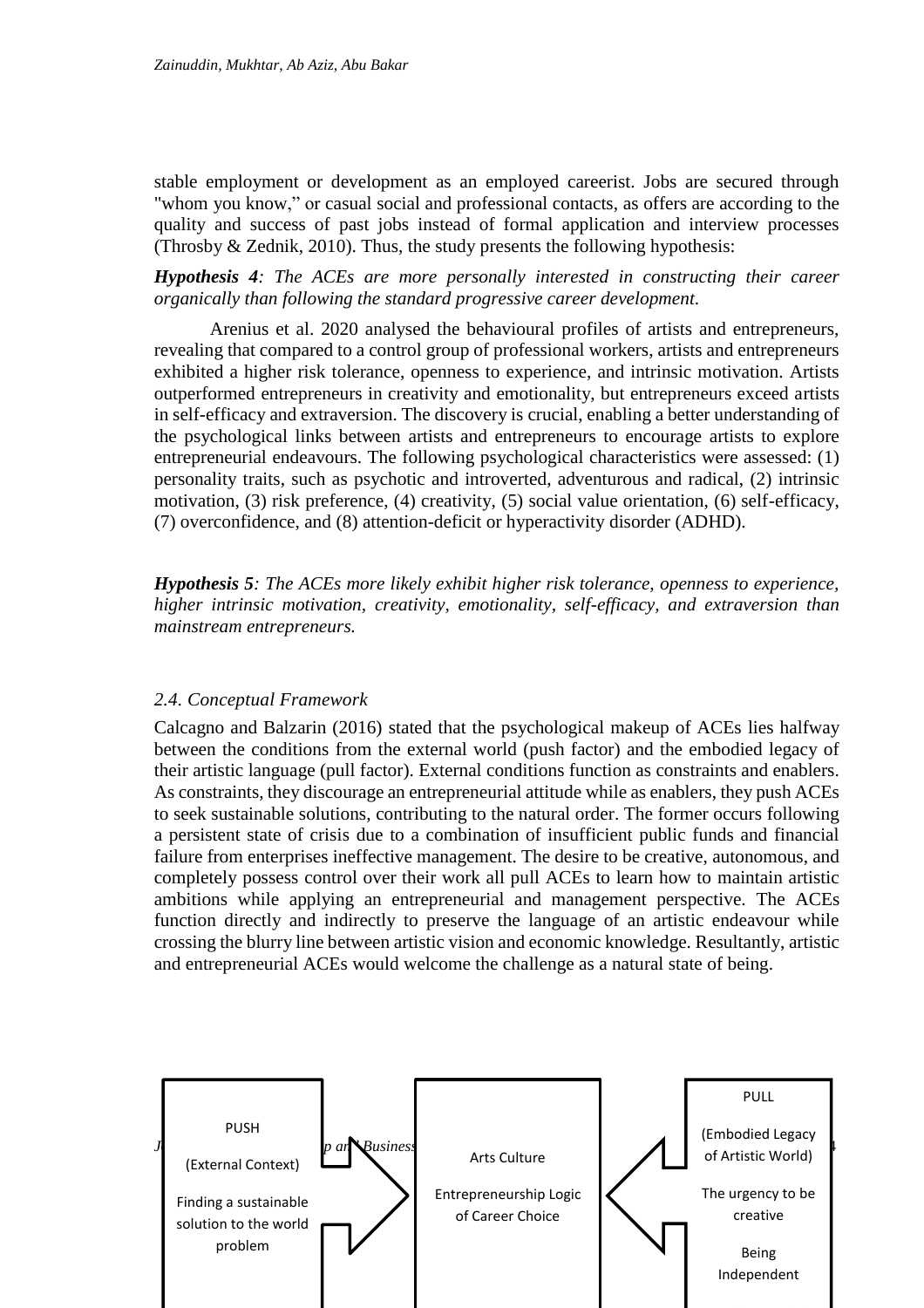stable employment or development as an employed careerist. Jobs are secured through "whom you know," or casual social and professional contacts, as offers are according to the quality and success of past jobs instead of formal application and interview processes (Throsby & Zednik, 2010). Thus, the study presents the following hypothesis:

***Hypothesis 4****: The ACEs are more personally interested in constructing their career organically than following the standard progressive career development.*

Arenius et al. 2020 analysed the behavioural profiles of artists and entrepreneurs, revealing that compared to a control group of professional workers, artists and entrepreneurs exhibited a higher risk tolerance, openness to experience, and intrinsic motivation. Artists outperformed entrepreneurs in creativity and emotionality, but entrepreneurs exceed artists in self-efficacy and extraversion. The discovery is crucial, enabling a better understanding of the psychological links between artists and entrepreneurs to encourage artists to explore entrepreneurial endeavours. The following psychological characteristics were assessed: (1) personality traits, such as psychotic and introverted, adventurous and radical, (2) intrinsic motivation, (3) risk preference, (4) creativity, (5) social value orientation, (6) self-efficacy, (7) overconfidence, and (8) attention-deficit or hyperactivity disorder (ADHD).

***Hypothesis 5****: The ACEs more likely exhibit higher risk tolerance, openness to experience, higher intrinsic motivation, creativity, emotionality, self-efficacy, and extraversion than mainstream entrepreneurs.*

### *2.4. Conceptual Framework*

Calcagno and Balzarin (2016) stated that the psychological makeup of ACEs lies halfway between the conditions from the external world (push factor) and the embodied legacy of their artistic language (pull factor). External conditions function as constraints and enablers. As constraints, they discourage an entrepreneurial attitude while as enablers, they push ACEs to seek sustainable solutions, contributing to the natural order. The former occurs following a persistent state of crisis due to a combination of insufficient public funds and financial failure from enterprises ineffective management. The desire to be creative, autonomous, and completely possess control over their work all pull ACEs to learn how to maintain artistic ambitions while applying an entrepreneurial and management perspective. The ACEs function directly and indirectly to preserve the language of an artistic endeavour while crossing the blurry line between artistic vision and economic knowledge. Resultantly, artistic and entrepreneurial ACEs would welcome the challenge as a natural state of being.

PUSH

(External Context)

Finding a sustainable solution to the world problem

Arts Culture

Entrepreneurship Logic of Career Choice

PULL

(Embodied Legacy of Artistic World)

The urgency to be creative

Being Independent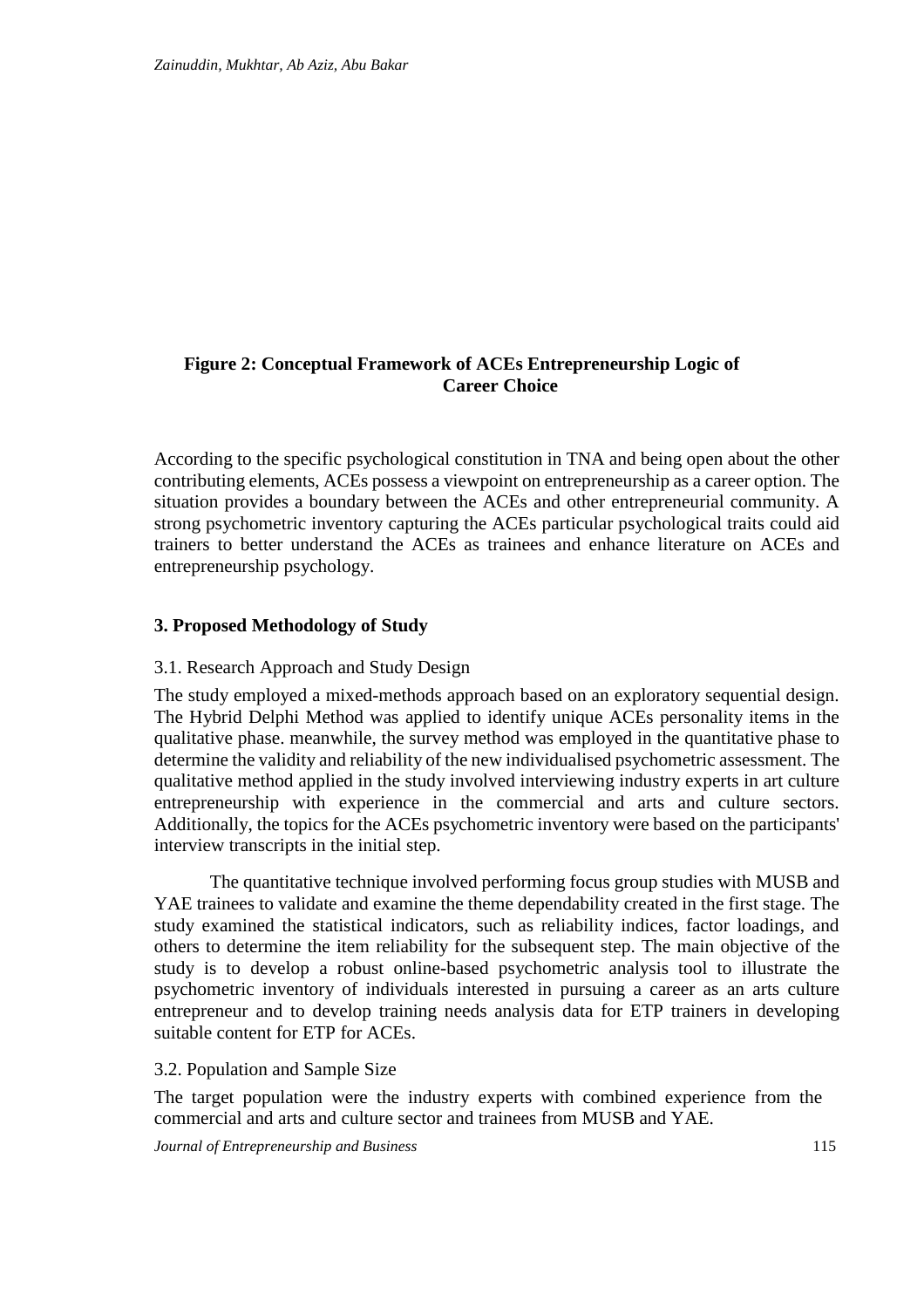**Figure 2: Conceptual Framework of ACEs Entrepreneurship Logic of Career Choice**

According to the specific psychological constitution in TNA and being open about the other contributing elements, ACEs possess a viewpoint on entrepreneurship as a career option. The situation provides a boundary between the ACEs and other entrepreneurial community. A strong psychometric inventory capturing the ACEs particular psychological traits could aid trainers to better understand the ACEs as trainees and enhance literature on ACEs and entrepreneurship psychology.

## 3. Proposed Methodology of Study

### 3.1. Research Approach and Study Design

The study employed a mixed-methods approach based on an exploratory sequential design. The Hybrid Delphi Method was applied to identify unique ACEs personality items in the qualitative phase. meanwhile, the survey method was employed in the quantitative phase to determine the validity and reliability of the new individualised psychometric assessment. The qualitative method applied in the study involved interviewing industry experts in art culture entrepreneurship with experience in the commercial and arts and culture sectors. Additionally, the topics for the ACEs psychometric inventory were based on the participants' interview transcripts in the initial step.

The quantitative technique involved performing focus group studies with MUSB and YAE trainees to validate and examine the theme dependability created in the first stage. The study examined the statistical indicators, such as reliability indices, factor loadings, and others to determine the item reliability for the subsequent step. The main objective of the study is to develop a robust online-based psychometric analysis tool to illustrate the psychometric inventory of individuals interested in pursuing a career as an arts culture entrepreneur and to develop training needs analysis data for ETP trainers in developing suitable content for ETP for ACEs.

### 3.2. Population and Sample Size

The target population were the industry experts with combined experience from the commercial and arts and culture sector and trainees from MUSB and YAE.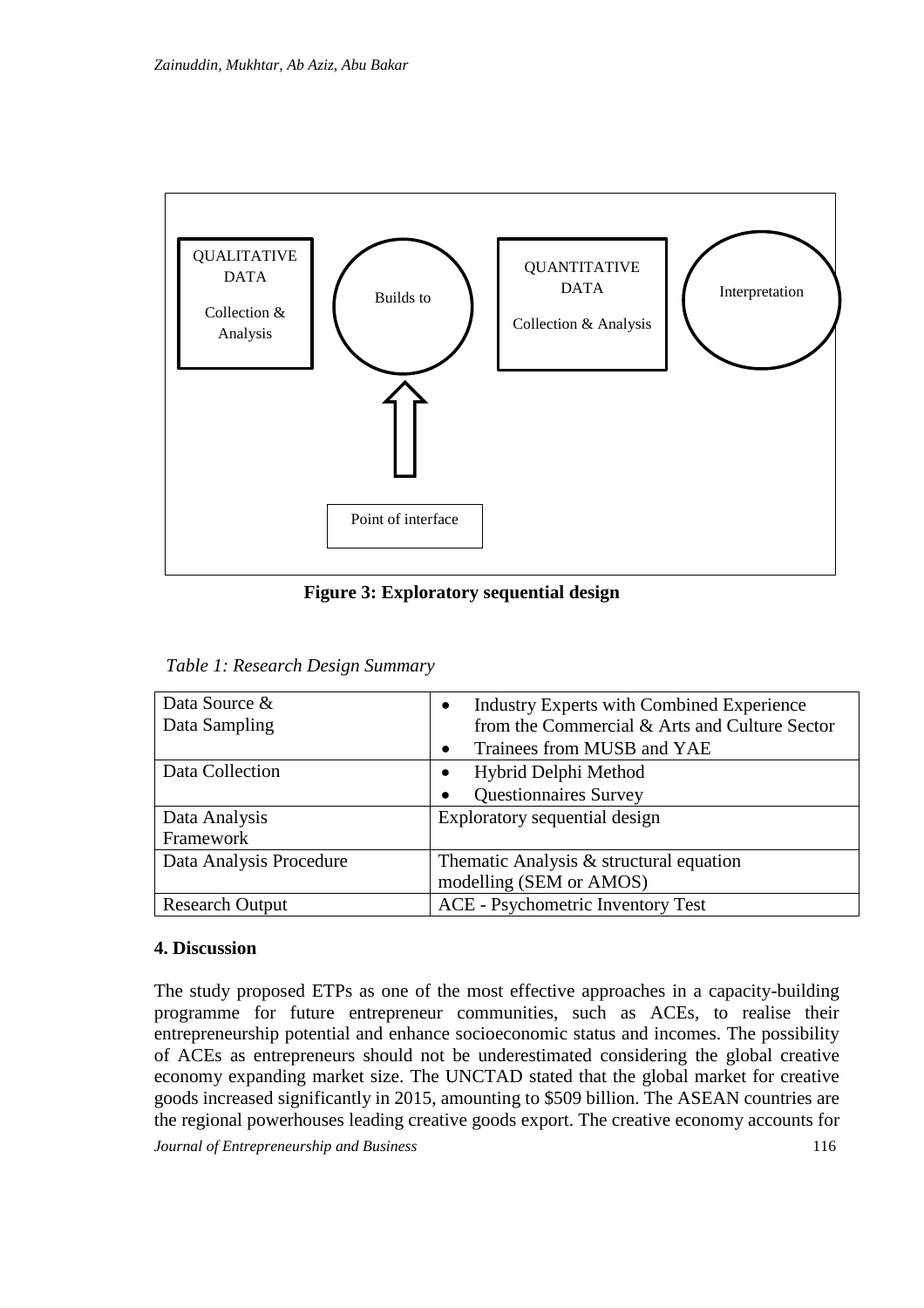QUALITATIVE DATA

Collection & Analysis

Builds to

QUANTITATIVE DATA

Collection & Analysis

Interpretation

Point of interface

**Figure 3: Exploratory sequential design**

*Table 1: Research Design Summary*

| | |
|---|---|
| Data Source & Data Sampling | • Industry Experts with Combined Experience from the Commercial & Arts and Culture Sector<br>• Trainees from MUSB and YAE |
| Data Collection | • Hybrid Delphi Method<br>• Questionnaires Survey |
| Data Analysis Framework | Exploratory sequential design |
| Data Analysis Procedure | Thematic Analysis & structural equation modelling (SEM or AMOS) |
| Research Output | ACE - Psychometric Inventory Test |

## 4. Discussion

The study proposed ETPs as one of the most effective approaches in a capacity-building programme for future entrepreneur communities, such as ACEs, to realise their entrepreneurship potential and enhance socioeconomic status and incomes. The possibility of ACEs as entrepreneurs should not be underestimated considering the global creative economy expanding market size. The UNCTAD stated that the global market for creative goods increased significantly in 2015, amounting to $509 billion. The ASEAN countries are the regional powerhouses leading creative goods export. The creative economy accounts for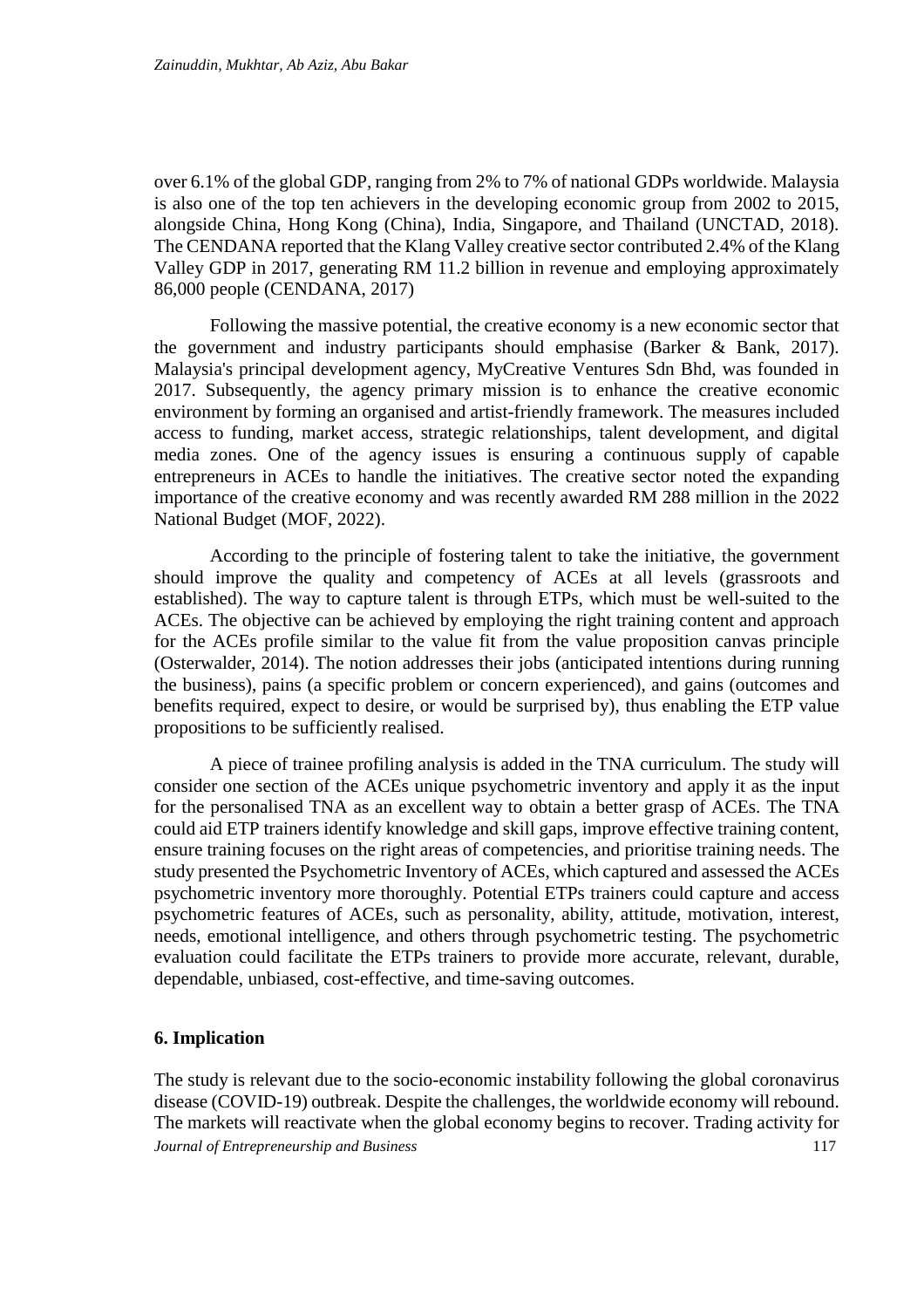over 6.1% of the global GDP, ranging from 2% to 7% of national GDPs worldwide. Malaysia is also one of the top ten achievers in the developing economic group from 2002 to 2015, alongside China, Hong Kong (China), India, Singapore, and Thailand (UNCTAD, 2018). The CENDANA reported that the Klang Valley creative sector contributed 2.4% of the Klang Valley GDP in 2017, generating RM 11.2 billion in revenue and employing approximately 86,000 people (CENDANA, 2017)

Following the massive potential, the creative economy is a new economic sector that the government and industry participants should emphasise (Barker & Bank, 2017). Malaysia's principal development agency, MyCreative Ventures Sdn Bhd, was founded in 2017. Subsequently, the agency primary mission is to enhance the creative economic environment by forming an organised and artist-friendly framework. The measures included access to funding, market access, strategic relationships, talent development, and digital media zones. One of the agency issues is ensuring a continuous supply of capable entrepreneurs in ACEs to handle the initiatives. The creative sector noted the expanding importance of the creative economy and was recently awarded RM 288 million in the 2022 National Budget (MOF, 2022).

According to the principle of fostering talent to take the initiative, the government should improve the quality and competency of ACEs at all levels (grassroots and established). The way to capture talent is through ETPs, which must be well-suited to the ACEs. The objective can be achieved by employing the right training content and approach for the ACEs profile similar to the value fit from the value proposition canvas principle (Osterwalder, 2014). The notion addresses their jobs (anticipated intentions during running the business), pains (a specific problem or concern experienced), and gains (outcomes and benefits required, expect to desire, or would be surprised by), thus enabling the ETP value propositions to be sufficiently realised.

A piece of trainee profiling analysis is added in the TNA curriculum. The study will consider one section of the ACEs unique psychometric inventory and apply it as the input for the personalised TNA as an excellent way to obtain a better grasp of ACEs. The TNA could aid ETP trainers identify knowledge and skill gaps, improve effective training content, ensure training focuses on the right areas of competencies, and prioritise training needs. The study presented the Psychometric Inventory of ACEs, which captured and assessed the ACEs psychometric inventory more thoroughly. Potential ETPs trainers could capture and access psychometric features of ACEs, such as personality, ability, attitude, motivation, interest, needs, emotional intelligence, and others through psychometric testing. The psychometric evaluation could facilitate the ETPs trainers to provide more accurate, relevant, durable, dependable, unbiased, cost-effective, and time-saving outcomes.

## 6. Implication

The study is relevant due to the socio-economic instability following the global coronavirus disease (COVID-19) outbreak. Despite the challenges, the worldwide economy will rebound. The markets will reactivate when the global economy begins to recover. Trading activity for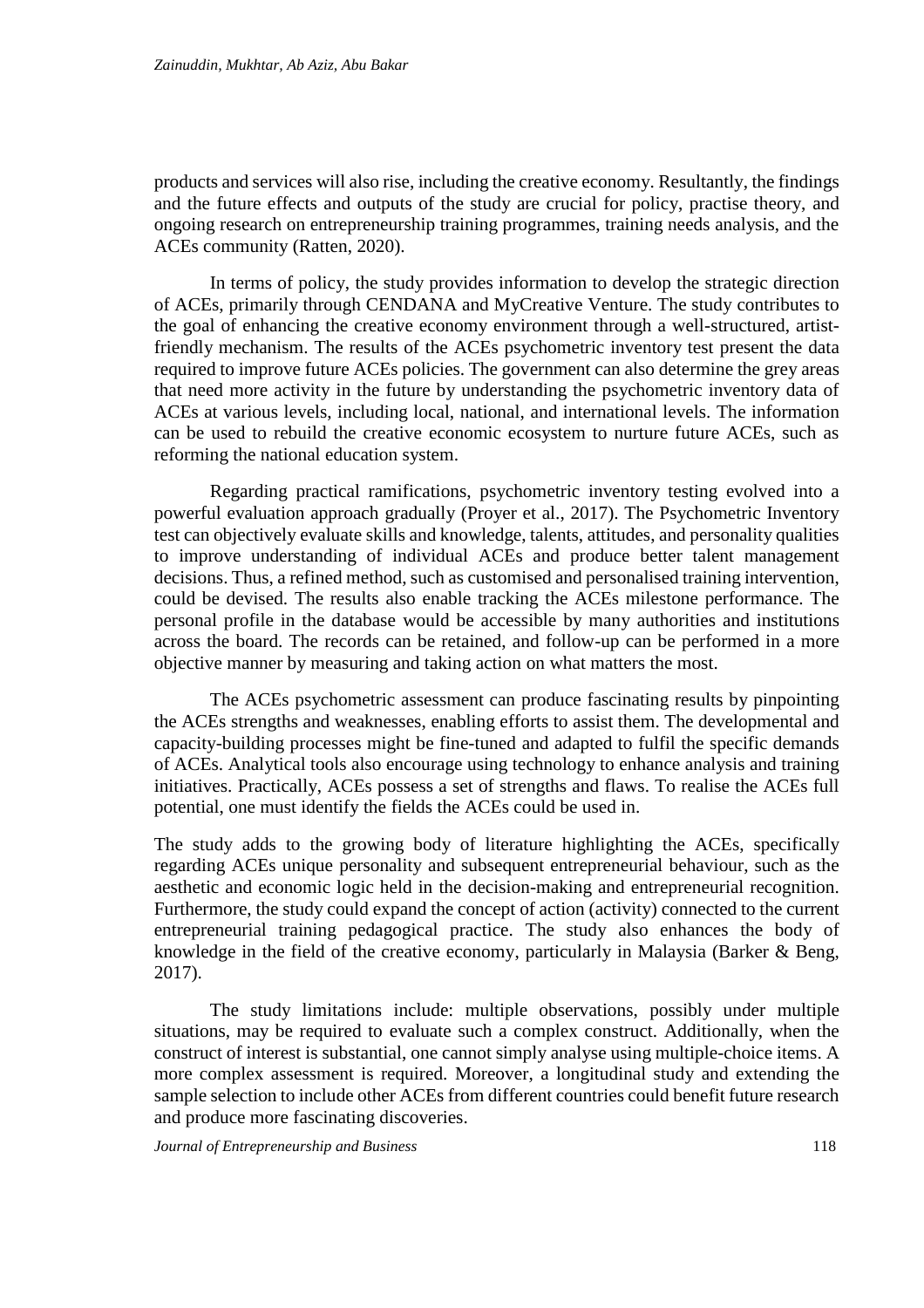products and services will also rise, including the creative economy. Resultantly, the findings and the future effects and outputs of the study are crucial for policy, practise theory, and ongoing research on entrepreneurship training programmes, training needs analysis, and the ACEs community (Ratten, 2020).

In terms of policy, the study provides information to develop the strategic direction of ACEs, primarily through CENDANA and MyCreative Venture. The study contributes to the goal of enhancing the creative economy environment through a well-structured, artist-friendly mechanism. The results of the ACEs psychometric inventory test present the data required to improve future ACEs policies. The government can also determine the grey areas that need more activity in the future by understanding the psychometric inventory data of ACEs at various levels, including local, national, and international levels. The information can be used to rebuild the creative economic ecosystem to nurture future ACEs, such as reforming the national education system.

Regarding practical ramifications, psychometric inventory testing evolved into a powerful evaluation approach gradually (Proyer et al., 2017). The Psychometric Inventory test can objectively evaluate skills and knowledge, talents, attitudes, and personality qualities to improve understanding of individual ACEs and produce better talent management decisions. Thus, a refined method, such as customised and personalised training intervention, could be devised. The results also enable tracking the ACEs milestone performance. The personal profile in the database would be accessible by many authorities and institutions across the board. The records can be retained, and follow-up can be performed in a more objective manner by measuring and taking action on what matters the most.

The ACEs psychometric assessment can produce fascinating results by pinpointing the ACEs strengths and weaknesses, enabling efforts to assist them. The developmental and capacity-building processes might be fine-tuned and adapted to fulfil the specific demands of ACEs. Analytical tools also encourage using technology to enhance analysis and training initiatives. Practically, ACEs possess a set of strengths and flaws. To realise the ACEs full potential, one must identify the fields the ACEs could be used in.

The study adds to the growing body of literature highlighting the ACEs, specifically regarding ACEs unique personality and subsequent entrepreneurial behaviour, such as the aesthetic and economic logic held in the decision-making and entrepreneurial recognition. Furthermore, the study could expand the concept of action (activity) connected to the current entrepreneurial training pedagogical practice. The study also enhances the body of knowledge in the field of the creative economy, particularly in Malaysia (Barker & Beng, 2017).

The study limitations include: multiple observations, possibly under multiple situations, may be required to evaluate such a complex construct. Additionally, when the construct of interest is substantial, one cannot simply analyse using multiple-choice items. A more complex assessment is required. Moreover, a longitudinal study and extending the sample selection to include other ACEs from different countries could benefit future research and produce more fascinating discoveries.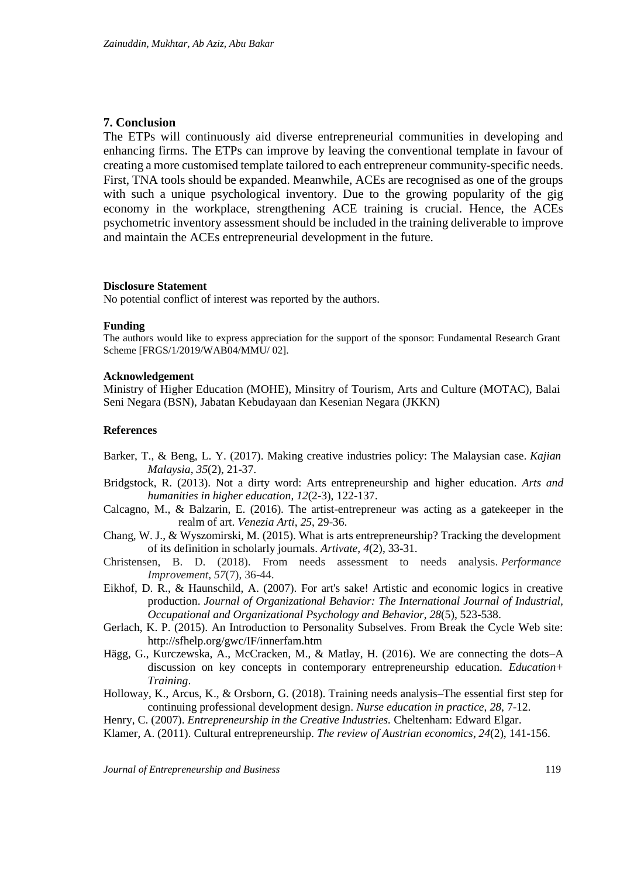## 7. Conclusion

The ETPs will continuously aid diverse entrepreneurial communities in developing and enhancing firms. The ETPs can improve by leaving the conventional template in favour of creating a more customised template tailored to each entrepreneur community-specific needs. First, TNA tools should be expanded. Meanwhile, ACEs are recognised as one of the groups with such a unique psychological inventory. Due to the growing popularity of the gig economy in the workplace, strengthening ACE training is crucial. Hence, the ACEs psychometric inventory assessment should be included in the training deliverable to improve and maintain the ACEs entrepreneurial development in the future.

**Disclosure Statement**

No potential conflict of interest was reported by the authors.

**Funding**

The authors would like to express appreciation for the support of the sponsor: Fundamental Research Grant Scheme [FRGS/1/2019/WAB04/MMU/ 02].

**Acknowledgement**

Ministry of Higher Education (MOHE), Minsitry of Tourism, Arts and Culture (MOTAC), Balai Seni Negara (BSN), Jabatan Kebudayaan dan Kesenian Negara (JKKN)

**References**

Barker, T., & Beng, L. Y. (2017). Making creative industries policy: The Malaysian case. *Kajian Malaysia*, *35*(2), 21-37.

Bridgstock, R. (2013). Not a dirty word: Arts entrepreneurship and higher education. *Arts and humanities in higher education*, *12*(2-3), 122-137.

Calcagno, M., & Balzarin, E. (2016). The artist-entrepreneur was acting as a gatekeeper in the realm of art. *Venezia Arti*, *25*, 29-36.

Chang, W. J., & Wyszomirski, M. (2015). What is arts entrepreneurship? Tracking the development of its definition in scholarly journals. *Artivate*, *4*(2), 33-31.

Christensen, B. D. (2018). From needs assessment to needs analysis. *Performance Improvement*, *57*(7), 36-44.

Eikhof, D. R., & Haunschild, A. (2007). For art's sake! Artistic and economic logics in creative production. *Journal of Organizational Behavior: The International Journal of Industrial, Occupational and Organizational Psychology and Behavior*, *28*(5), 523-538.

Gerlach, K. P. (2015). An Introduction to Personality Subselves. From Break the Cycle Web site: http://sfhelp.org/gwc/IF/innerfam.htm

Hägg, G., Kurczewska, A., McCracken, M., & Matlay, H. (2016). We are connecting the dots–A discussion on key concepts in contemporary entrepreneurship education. *Education+ Training*.

Holloway, K., Arcus, K., & Orsborn, G. (2018). Training needs analysis–The essential first step for continuing professional development design. *Nurse education in practice*, *28*, 7-12.

Henry, C. (2007). *Entrepreneurship in the Creative Industries.* Cheltenham: Edward Elgar.

Klamer, A. (2011). Cultural entrepreneurship. *The review of Austrian economics*, *24*(2), 141-156.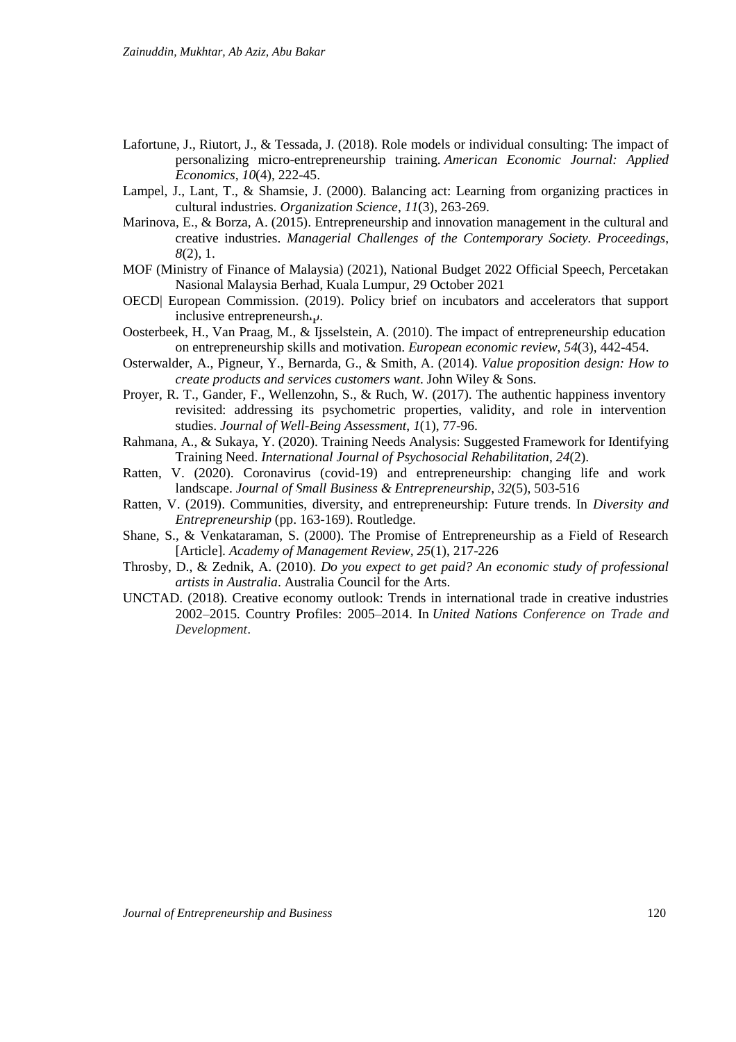Lafortune, J., Riutort, J., & Tessada, J. (2018). Role models or individual consulting: The impact of personalizing micro-entrepreneurship training. *American Economic Journal: Applied Economics*, *10*(4), 222-45.

Lampel, J., Lant, T., & Shamsie, J. (2000). Balancing act: Learning from organizing practices in cultural industries. *Organization Science*, *11*(3), 263-269.

Marinova, E., & Borza, A. (2015). Entrepreneurship and innovation management in the cultural and creative industries. *Managerial Challenges of the Contemporary Society. Proceedings*, *8*(2), 1.

MOF (Ministry of Finance of Malaysia) (2021), National Budget 2022 Official Speech, Percetakan Nasional Malaysia Berhad, Kuala Lumpur, 29 October 2021

OECD| European Commission. (2019). Policy brief on incubators and accelerators that support inclusive entrepreneurship.

Oosterbeek, H., Van Praag, M., & Ijsselstein, A. (2010). The impact of entrepreneurship education on entrepreneurship skills and motivation. *European economic review*, *54*(3), 442-454.

Osterwalder, A., Pigneur, Y., Bernarda, G., & Smith, A. (2014). *Value proposition design: How to create products and services customers want*. John Wiley & Sons.

Proyer, R. T., Gander, F., Wellenzohn, S., & Ruch, W. (2017). The authentic happiness inventory revisited: addressing its psychometric properties, validity, and role in intervention studies. *Journal of Well-Being Assessment*, *1*(1), 77-96.

Rahmana, A., & Sukaya, Y. (2020). Training Needs Analysis: Suggested Framework for Identifying Training Need. *International Journal of Psychosocial Rehabilitation*, *24*(2).

Ratten, V. (2020). Coronavirus (covid-19) and entrepreneurship: changing life and work landscape. *Journal of Small Business & Entrepreneurship*, *32*(5), 503-516

Ratten, V. (2019). Communities, diversity, and entrepreneurship: Future trends. In *Diversity and Entrepreneurship* (pp. 163-169). Routledge.

Shane, S., & Venkataraman, S. (2000). The Promise of Entrepreneurship as a Field of Research [Article]. *Academy of Management Review*, *25*(1), 217-226

Throsby, D., & Zednik, A. (2010). *Do you expect to get paid? An economic study of professional artists in Australia*. Australia Council for the Arts.

UNCTAD. (2018). Creative economy outlook: Trends in international trade in creative industries 2002–2015. Country Profiles: 2005–2014. In *United Nations Conference on Trade and Development*.